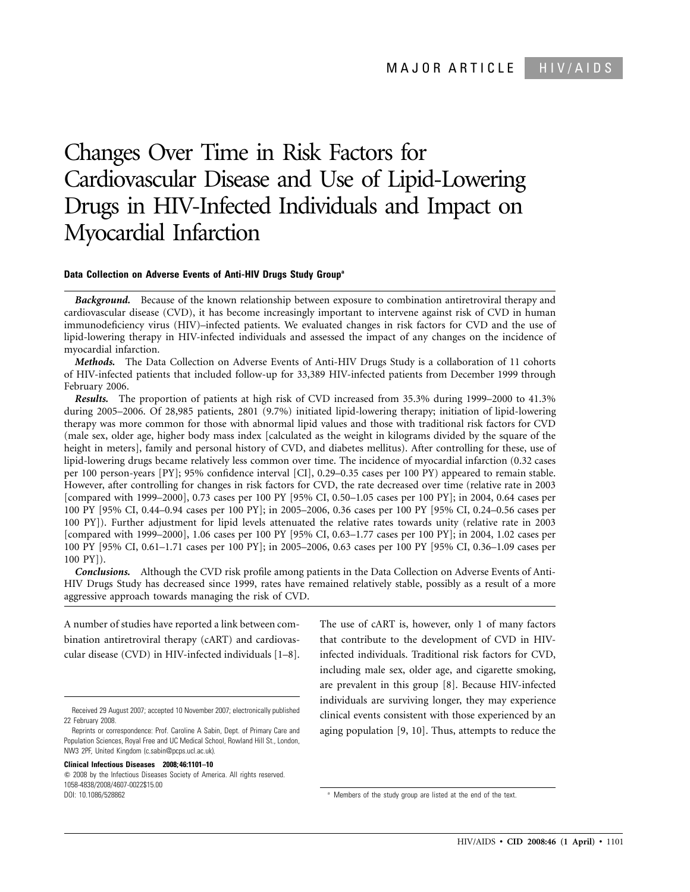MAJOR ARTICLE HIV/AIDS

# Changes Over Time in Risk Factors for Cardiovascular Disease and Use of Lipid-Lowering Drugs in HIV-Infected Individuals and Impact on Myocardial Infarction

**Data Collection on Adverse Events of Anti-HIV Drugs Study Group**[a]

***Background.*** Because of the known relationship between exposure to combination antiretroviral therapy and cardiovascular disease (CVD), it has become increasingly important to intervene against risk of CVD in human immunodeficiency virus (HIV)–infected patients. We evaluated changes in risk factors for CVD and the use of lipid-lowering therapy in HIV-infected individuals and assessed the impact of any changes on the incidence of myocardial infarction.

***Methods.*** The Data Collection on Adverse Events of Anti-HIV Drugs Study is a collaboration of 11 cohorts of HIV-infected patients that included follow-up for 33,389 HIV-infected patients from December 1999 through February 2006.

***Results.*** The proportion of patients at high risk of CVD increased from 35.3% during 1999–2000 to 41.3% during 2005–2006. Of 28,985 patients, 2801 (9.7%) initiated lipid-lowering therapy; initiation of lipid-lowering therapy was more common for those with abnormal lipid values and those with traditional risk factors for CVD (male sex, older age, higher body mass index [calculated as the weight in kilograms divided by the square of the height in meters], family and personal history of CVD, and diabetes mellitus). After controlling for these, use of lipid-lowering drugs became relatively less common over time. The incidence of myocardial infarction (0.32 cases per 100 person-years [PY]; 95% confidence interval [CI], 0.29–0.35 cases per 100 PY) appeared to remain stable. However, after controlling for changes in risk factors for CVD, the rate decreased over time (relative rate in 2003 [compared with 1999–2000], 0.73 cases per 100 PY [95% CI, 0.50–1.05 cases per 100 PY]; in 2004, 0.64 cases per 100 PY [95% CI, 0.44–0.94 cases per 100 PY]; in 2005–2006, 0.36 cases per 100 PY [95% CI, 0.24–0.56 cases per 100 PY]). Further adjustment for lipid levels attenuated the relative rates towards unity (relative rate in 2003 [compared with 1999–2000], 1.06 cases per 100 PY [95% CI, 0.63–1.77 cases per 100 PY]; in 2004, 1.02 cases per 100 PY [95% CI, 0.61–1.71 cases per 100 PY]; in 2005–2006, 0.63 cases per 100 PY [95% CI, 0.36–1.09 cases per 100 PY]).

***Conclusions.*** Although the CVD risk profile among patients in the Data Collection on Adverse Events of Anti-HIV Drugs Study has decreased since 1999, rates have remained relatively stable, possibly as a result of a more aggressive approach towards managing the risk of CVD.

A number of studies have reported a link between combination antiretroviral therapy (cART) and cardiovascular disease (CVD) in HIV-infected individuals [1–8]. The use of cART is, however, only 1 of many factors that contribute to the development of CVD in HIV-infected individuals. Traditional risk factors for CVD, including male sex, older age, and cigarette smoking, are prevalent in this group [8]. Because HIV-infected individuals are surviving longer, they may experience clinical events consistent with those experienced by an aging population [9, 10]. Thus, attempts to reduce the

Received 29 August 2007; accepted 10 November 2007; electronically published 22 February 2008.

Reprints or correspondence: Prof. Caroline A Sabin, Dept. of Primary Care and Population Sciences, Royal Free and UC Medical School, Rowland Hill St., London, NW3 2PF, United Kingdom (c.sabin@pcps.ucl.ac.uk).

**Clinical Infectious Diseases 2008; 46:1101–10**
© 2008 by the Infectious Diseases Society of America. All rights reserved.
1058-4838/2008/4607-0022$15.00
DOI: 10.1086/528862

[a] Members of the study group are listed at the end of the text.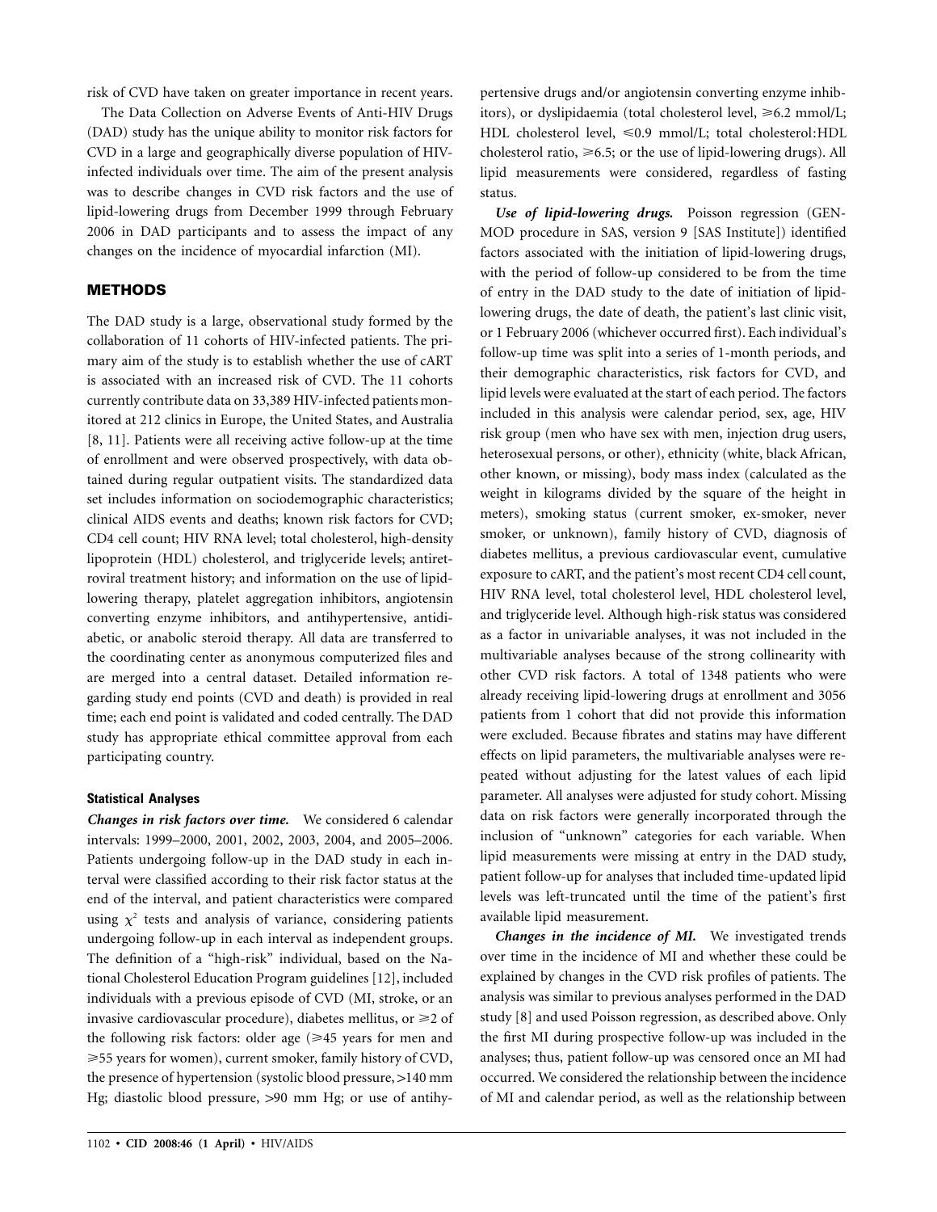risk of CVD have taken on greater importance in recent years.

The Data Collection on Adverse Events of Anti-HIV Drugs (DAD) study has the unique ability to monitor risk factors for CVD in a large and geographically diverse population of HIV-infected individuals over time. The aim of the present analysis was to describe changes in CVD risk factors and the use of lipid-lowering drugs from December 1999 through February 2006 in DAD participants and to assess the impact of any changes on the incidence of myocardial infarction (MI).

## METHODS

The DAD study is a large, observational study formed by the collaboration of 11 cohorts of HIV-infected patients. The primary aim of the study is to establish whether the use of cART is associated with an increased risk of CVD. The 11 cohorts currently contribute data on 33,389 HIV-infected patients monitored at 212 clinics in Europe, the United States, and Australia [8, 11]. Patients were all receiving active follow-up at the time of enrollment and were observed prospectively, with data obtained during regular outpatient visits. The standardized data set includes information on sociodemographic characteristics; clinical AIDS events and deaths; known risk factors for CVD; CD4 cell count; HIV RNA level; total cholesterol, high-density lipoprotein (HDL) cholesterol, and triglyceride levels; antiretroviral treatment history; and information on the use of lipid-lowering therapy, platelet aggregation inhibitors, angiotensin converting enzyme inhibitors, and antihypertensive, antidiabetic, or anabolic steroid therapy. All data are transferred to the coordinating center as anonymous computerized files and are merged into a central dataset. Detailed information regarding study end points (CVD and death) is provided in real time; each end point is validated and coded centrally. The DAD study has appropriate ethical committee approval from each participating country.

### Statistical Analyses

***Changes in risk factors over time.*** We considered 6 calendar intervals: 1999–2000, 2001, 2002, 2003, 2004, and 2005–2006. Patients undergoing follow-up in the DAD study in each interval were classified according to their risk factor status at the end of the interval, and patient characteristics were compared using $\chi^2$ tests and analysis of variance, considering patients undergoing follow-up in each interval as independent groups. The definition of a "high-risk" individual, based on the National Cholesterol Education Program guidelines [12], included individuals with a previous episode of CVD (MI, stroke, or an invasive cardiovascular procedure), diabetes mellitus, or $\geqslant 2$ of the following risk factors: older age ($\geqslant 45$ years for men and $\geqslant 55$ years for women), current smoker, family history of CVD, the presence of hypertension (systolic blood pressure, >140 mm Hg; diastolic blood pressure, >90 mm Hg; or use of antihypertensive drugs and/or angiotensin converting enzyme inhibitors), or dyslipidaemia (total cholesterol level, $\geqslant 6.2$ mmol/L; HDL cholesterol level, $\leqslant 0.9$ mmol/L; total cholesterol:HDL cholesterol ratio, $\geqslant 6.5$; or the use of lipid-lowering drugs). All lipid measurements were considered, regardless of fasting status.

***Use of lipid-lowering drugs.*** Poisson regression (GENMOD procedure in SAS, version 9 [SAS Institute]) identified factors associated with the initiation of lipid-lowering drugs, with the period of follow-up considered to be from the time of entry in the DAD study to the date of initiation of lipid-lowering drugs, the date of death, the patient's last clinic visit, or 1 February 2006 (whichever occurred first). Each individual's follow-up time was split into a series of 1-month periods, and their demographic characteristics, risk factors for CVD, and lipid levels were evaluated at the start of each period. The factors included in this analysis were calendar period, sex, age, HIV risk group (men who have sex with men, injection drug users, heterosexual persons, or other), ethnicity (white, black African, other known, or missing), body mass index (calculated as the weight in kilograms divided by the square of the height in meters), smoking status (current smoker, ex-smoker, never smoker, or unknown), family history of CVD, diagnosis of diabetes mellitus, a previous cardiovascular event, cumulative exposure to cART, and the patient's most recent CD4 cell count, HIV RNA level, total cholesterol level, HDL cholesterol level, and triglyceride level. Although high-risk status was considered as a factor in univariable analyses, it was not included in the multivariable analyses because of the strong collinearity with other CVD risk factors. A total of 1348 patients who were already receiving lipid-lowering drugs at enrollment and 3056 patients from 1 cohort that did not provide this information were excluded. Because fibrates and statins may have different effects on lipid parameters, the multivariable analyses were repeated without adjusting for the latest values of each lipid parameter. All analyses were adjusted for study cohort. Missing data on risk factors were generally incorporated through the inclusion of "unknown" categories for each variable. When lipid measurements were missing at entry in the DAD study, patient follow-up for analyses that included time-updated lipid levels was left-truncated until the time of the patient's first available lipid measurement.

***Changes in the incidence of MI.*** We investigated trends over time in the incidence of MI and whether these could be explained by changes in the CVD risk profiles of patients. The analysis was similar to previous analyses performed in the DAD study [8] and used Poisson regression, as described above. Only the first MI during prospective follow-up was included in the analyses; thus, patient follow-up was censored once an MI had occurred. We considered the relationship between the incidence of MI and calendar period, as well as the relationship between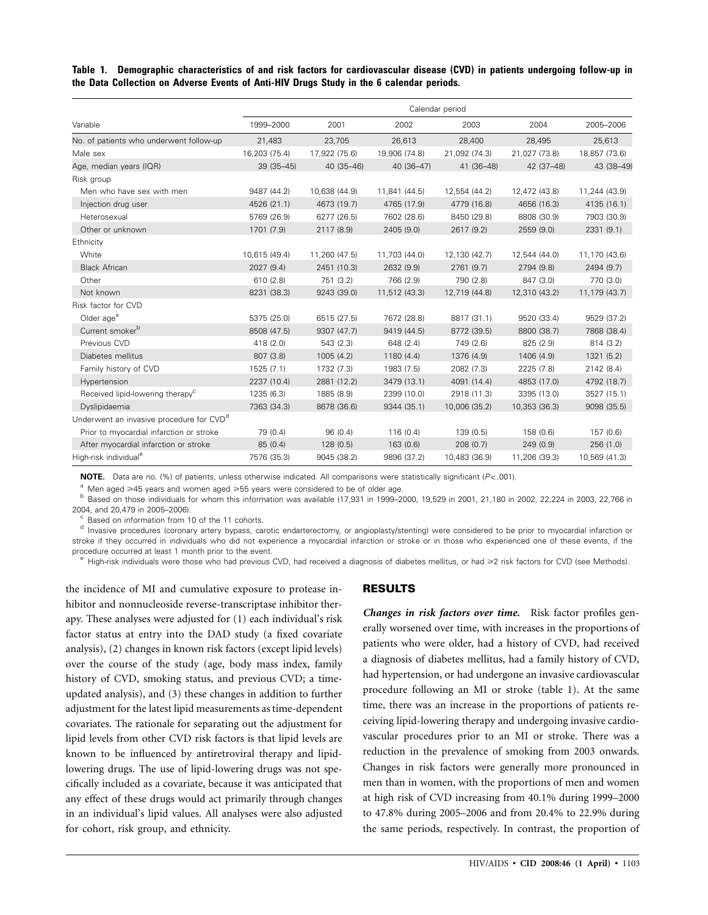**Table 1. Demographic characteristics of and risk factors for cardiovascular disease (CVD) in patients undergoing follow-up in the Data Collection on Adverse Events of Anti-HIV Drugs Study in the 6 calendar periods.**

| Variable | Calendar period | | | | | |
|---|---|---|---|---|---|---|
| | 1999–2000 | 2001 | 2002 | 2003 | 2004 | 2005–2006 |
| No. of patients who underwent follow-up | 21,483 | 23,705 | 26,613 | 28,400 | 28,495 | 25,613 |
| Male sex | 16,203 (75.4) | 17,922 (75.6) | 19,906 (74.8) | 21,092 (74.3) | 21,027 (73.8) | 18,857 (73.6) |
| Age, median years (IQR) | 39 (35–45) | 40 (35–46) | 40 (36–47) | 41 (36–48) | 42 (37–48) | 43 (38–49) |
| Risk group | | | | | | |
| Men who have sex with men | 9487 (44.2) | 10,638 (44.9) | 11,841 (44.5) | 12,554 (44.2) | 12,472 (43.8) | 11,244 (43.9) |
| Injection drug user | 4526 (21.1) | 4673 (19.7) | 4765 (17.9) | 4779 (16.8) | 4656 (16.3) | 4135 (16.1) |
| Heterosexual | 5769 (26.9) | 6277 (26.5) | 7602 (28.6) | 8450 (29.8) | 8808 (30.9) | 7903 (30.9) |
| Other or unknown | 1701 (7.9) | 2117 (8.9) | 2405 (9.0) | 2617 (9.2) | 2559 (9.0) | 2331 (9.1) |
| Ethnicity | | | | | | |
| White | 10,615 (49.4) | 11,260 (47.5) | 11,703 (44.0) | 12,130 (42.7) | 12,544 (44.0) | 11,170 (43.6) |
| Black African | 2027 (9.4) | 2451 (10.3) | 2632 (9.9) | 2761 (9.7) | 2794 (9.8) | 2494 (9.7) |
| Other | 610 (2.8) | 751 (3.2) | 766 (2.9) | 790 (2.8) | 847 (3.0) | 770 (3.0) |
| Not known | 8231 (38.3) | 9243 (39.0) | 11,512 (43.3) | 12,719 (44.8) | 12,310 (43.2) | 11,179 (43.7) |
| Risk factor for CVD | | | | | | |
| Older age[a] | 5375 (25.0) | 6515 (27.5) | 7672 (28.8) | 8817 (31.1) | 9520 (33.4) | 9529 (37.2) |
| Current smoker[b] | 8508 (47.5) | 9307 (47.7) | 9419 (44.5) | 8772 (39.5) | 8800 (38.7) | 7868 (38.4) |
| Previous CVD | 418 (2.0) | 543 (2.3) | 648 (2.4) | 749 (2.6) | 825 (2.9) | 814 (3.2) |
| Diabetes mellitus | 807 (3.8) | 1005 (4.2) | 1180 (4.4) | 1376 (4.9) | 1406 (4.9) | 1321 (5.2) |
| Family history of CVD | 1525 (7.1) | 1732 (7.3) | 1983 (7.5) | 2082 (7.3) | 2225 (7.8) | 2142 (8.4) |
| Hypertension | 2237 (10.4) | 2881 (12.2) | 3479 (13.1) | 4091 (14.4) | 4853 (17.0) | 4792 (18.7) |
| Received lipid-lowering therapy[c] | 1235 (6.3) | 1885 (8.9) | 2399 (10.0) | 2918 (11.3) | 3395 (13.0) | 3527 (15.1) |
| Dyslipidaemia | 7363 (34.3) | 8678 (36.6) | 9344 (35.1) | 10,006 (35.2) | 10,353 (36.3) | 9098 (35.5) |
| Underwent an invasive procedure for CVD[d] | | | | | | |
| Prior to myocardial infarction or stroke | 79 (0.4) | 96 (0.4) | 116 (0.4) | 139 (0.5) | 158 (0.6) | 157 (0.6) |
| After myocardial infarction or stroke | 85 (0.4) | 128 (0.5) | 163 (0.6) | 208 (0.7) | 249 (0.9) | 256 (1.0) |
| High-risk individual[e] | 7576 (35.3) | 9045 (38.2) | 9896 (37.2) | 10,483 (36.9) | 11,206 (39.3) | 10,569 (41.3) |

**NOTE.** Data are no. (%) of patients, unless otherwise indicated. All comparisons were statistically significant ($P < .001$).

[a] Men aged ⩾45 years and women aged ⩾55 years were considered to be of older age.

[b] Based on those individuals for whom this information was available (17,931 in 1999–2000, 19,529 in 2001, 21,180 in 2002, 22,224 in 2003, 22,766 in 2004, and 20,479 in 2005–2006).

[c] Based on information from 10 of the 11 cohorts.

[d] Invasive procedures (coronary artery bypass, carotic endarterectomy, or angioplasty/stenting) were considered to be prior to myocardial infarction or stroke if they occurred in individuals who did not experience a myocardial infarction or stroke or in those who experienced one of these events, if the procedure occurred at least 1 month prior to the event.

[e] High-risk individuals were those who had previous CVD, had received a diagnosis of diabetes mellitus, or had ⩾2 risk factors for CVD (see Methods).

the incidence of MI and cumulative exposure to protease inhibitor and nonnucleoside reverse-transcriptase inhibitor therapy. These analyses were adjusted for (1) each individual's risk factor status at entry into the DAD study (a fixed covariate analysis), (2) changes in known risk factors (except lipid levels) over the course of the study (age, body mass index, family history of CVD, smoking status, and previous CVD; a time-updated analysis), and (3) these changes in addition to further adjustment for the latest lipid measurements as time-dependent covariates. The rationale for separating out the adjustment for lipid levels from other CVD risk factors is that lipid levels are known to be influenced by antiretroviral therapy and lipid-lowering drugs. The use of lipid-lowering drugs was not specifically included as a covariate, because it was anticipated that any effect of these drugs would act primarily through changes in an individual's lipid values. All analyses were also adjusted for cohort, risk group, and ethnicity.

## RESULTS

***Changes in risk factors over time.*** Risk factor profiles generally worsened over time, with increases in the proportions of patients who were older, had a history of CVD, had received a diagnosis of diabetes mellitus, had a family history of CVD, had hypertension, or had undergone an invasive cardiovascular procedure following an MI or stroke (table 1). At the same time, there was an increase in the proportions of patients receiving lipid-lowering therapy and undergoing invasive cardiovascular procedures prior to an MI or stroke. There was a reduction in the prevalence of smoking from 2003 onwards. Changes in risk factors were generally more pronounced in men than in women, with the proportions of men and women at high risk of CVD increasing from 40.1% during 1999–2000 to 47.8% during 2005–2006 and from 20.4% to 22.9% during the same periods, respectively. In contrast, the proportion of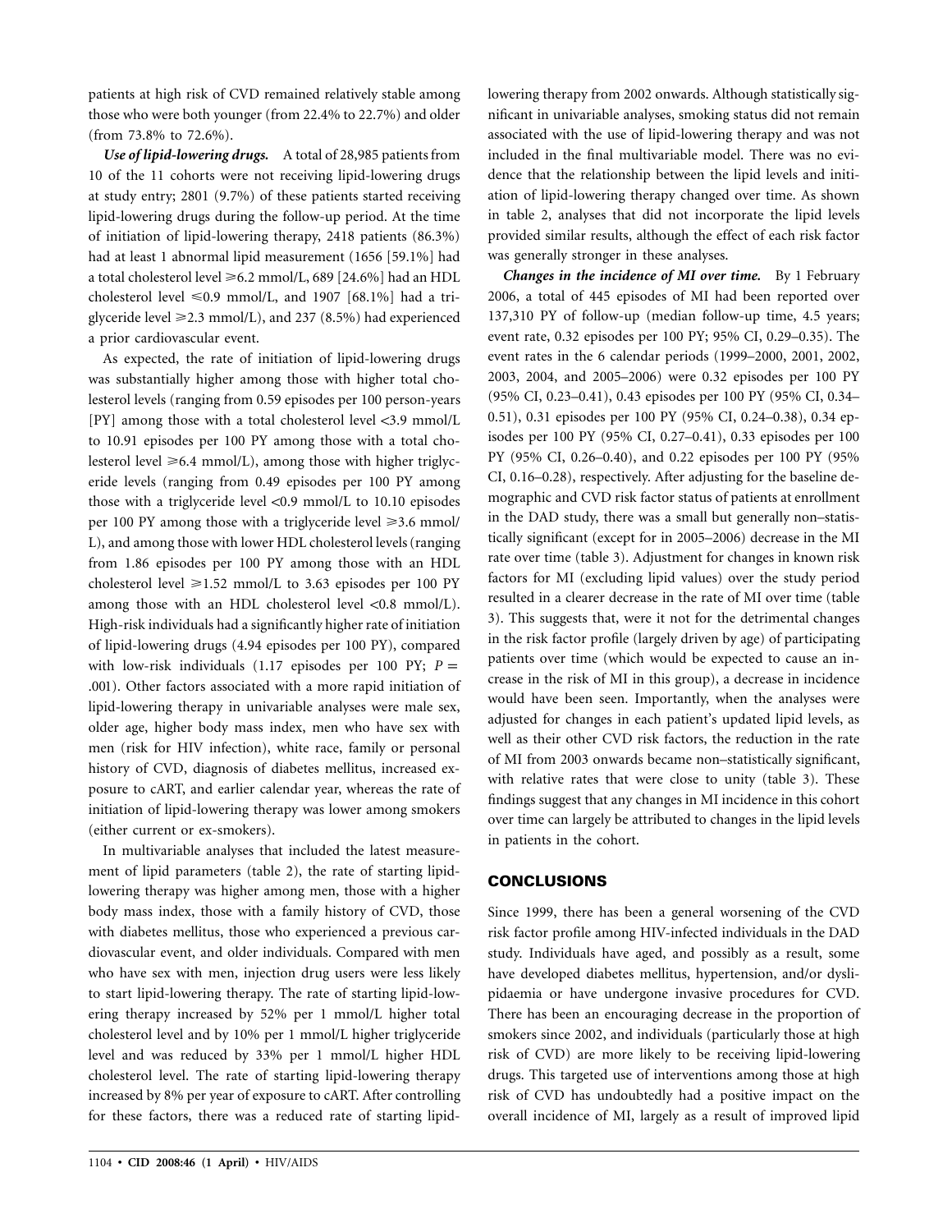patients at high risk of CVD remained relatively stable among those who were both younger (from 22.4% to 22.7%) and older (from 73.8% to 72.6%).

***Use of lipid-lowering drugs.*** A total of 28,985 patients from 10 of the 11 cohorts were not receiving lipid-lowering drugs at study entry; 2801 (9.7%) of these patients started receiving lipid-lowering drugs during the follow-up period. At the time of initiation of lipid-lowering therapy, 2418 patients (86.3%) had at least 1 abnormal lipid measurement (1656 [59.1%] had a total cholesterol level ≥6.2 mmol/L, 689 [24.6%] had an HDL cholesterol level ≤0.9 mmol/L, and 1907 [68.1%] had a triglyceride level ≥2.3 mmol/L), and 237 (8.5%) had experienced a prior cardiovascular event.

As expected, the rate of initiation of lipid-lowering drugs was substantially higher among those with higher total cholesterol levels (ranging from 0.59 episodes per 100 person-years [PY] among those with a total cholesterol level <3.9 mmol/L to 10.91 episodes per 100 PY among those with a total cholesterol level ≥6.4 mmol/L), among those with higher triglyceride levels (ranging from 0.49 episodes per 100 PY among those with a triglyceride level <0.9 mmol/L to 10.10 episodes per 100 PY among those with a triglyceride level ≥3.6 mmol/L), and among those with lower HDL cholesterol levels (ranging from 1.86 episodes per 100 PY among those with an HDL cholesterol level ≥1.52 mmol/L to 3.63 episodes per 100 PY among those with an HDL cholesterol level <0.8 mmol/L). High-risk individuals had a significantly higher rate of initiation of lipid-lowering drugs (4.94 episodes per 100 PY), compared with low-risk individuals (1.17 episodes per 100 PY; $P = .001$). Other factors associated with a more rapid initiation of lipid-lowering therapy in univariable analyses were male sex, older age, higher body mass index, men who have sex with men (risk for HIV infection), white race, family or personal history of CVD, diagnosis of diabetes mellitus, increased exposure to cART, and earlier calendar year, whereas the rate of initiation of lipid-lowering therapy was lower among smokers (either current or ex-smokers).

In multivariable analyses that included the latest measurement of lipid parameters (table 2), the rate of starting lipid-lowering therapy was higher among men, those with a higher body mass index, those with a family history of CVD, those with diabetes mellitus, those who experienced a previous cardiovascular event, and older individuals. Compared with men who have sex with men, injection drug users were less likely to start lipid-lowering therapy. The rate of starting lipid-lowering therapy increased by 52% per 1 mmol/L higher total cholesterol level and by 10% per 1 mmol/L higher triglyceride level and was reduced by 33% per 1 mmol/L higher HDL cholesterol level. The rate of starting lipid-lowering therapy increased by 8% per year of exposure to cART. After controlling for these factors, there was a reduced rate of starting lipid-lowering therapy from 2002 onwards. Although statistically significant in univariable analyses, smoking status did not remain associated with the use of lipid-lowering therapy and was not included in the final multivariable model. There was no evidence that the relationship between the lipid levels and initiation of lipid-lowering therapy changed over time. As shown in table 2, analyses that did not incorporate the lipid levels provided similar results, although the effect of each risk factor was generally stronger in these analyses.

***Changes in the incidence of MI over time.*** By 1 February 2006, a total of 445 episodes of MI had been reported over 137,310 PY of follow-up (median follow-up time, 4.5 years; event rate, 0.32 episodes per 100 PY; 95% CI, 0.29–0.35). The event rates in the 6 calendar periods (1999–2000, 2001, 2002, 2003, 2004, and 2005–2006) were 0.32 episodes per 100 PY (95% CI, 0.23–0.41), 0.43 episodes per 100 PY (95% CI, 0.34–0.51), 0.31 episodes per 100 PY (95% CI, 0.24–0.38), 0.34 episodes per 100 PY (95% CI, 0.27–0.41), 0.33 episodes per 100 PY (95% CI, 0.26–0.40), and 0.22 episodes per 100 PY (95% CI, 0.16–0.28), respectively. After adjusting for the baseline demographic and CVD risk factor status of patients at enrollment in the DAD study, there was a small but generally non–statistically significant (except for in 2005–2006) decrease in the MI rate over time (table 3). Adjustment for changes in known risk factors for MI (excluding lipid values) over the study period resulted in a clearer decrease in the rate of MI over time (table 3). This suggests that, were it not for the detrimental changes in the risk factor profile (largely driven by age) of participating patients over time (which would be expected to cause an increase in the risk of MI in this group), a decrease in incidence would have been seen. Importantly, when the analyses were adjusted for changes in each patient's updated lipid levels, as well as their other CVD risk factors, the reduction in the rate of MI from 2003 onwards became non–statistically significant, with relative rates that were close to unity (table 3). These findings suggest that any changes in MI incidence in this cohort over time can largely be attributed to changes in the lipid levels in patients in the cohort.

## CONCLUSIONS

Since 1999, there has been a general worsening of the CVD risk factor profile among HIV-infected individuals in the DAD study. Individuals have aged, and possibly as a result, some have developed diabetes mellitus, hypertension, and/or dyslipidaemia or have undergone invasive procedures for CVD. There has been an encouraging decrease in the proportion of smokers since 2002, and individuals (particularly those at high risk of CVD) are more likely to be receiving lipid-lowering drugs. This targeted use of interventions among those at high risk of CVD has undoubtedly had a positive impact on the overall incidence of MI, largely as a result of improved lipid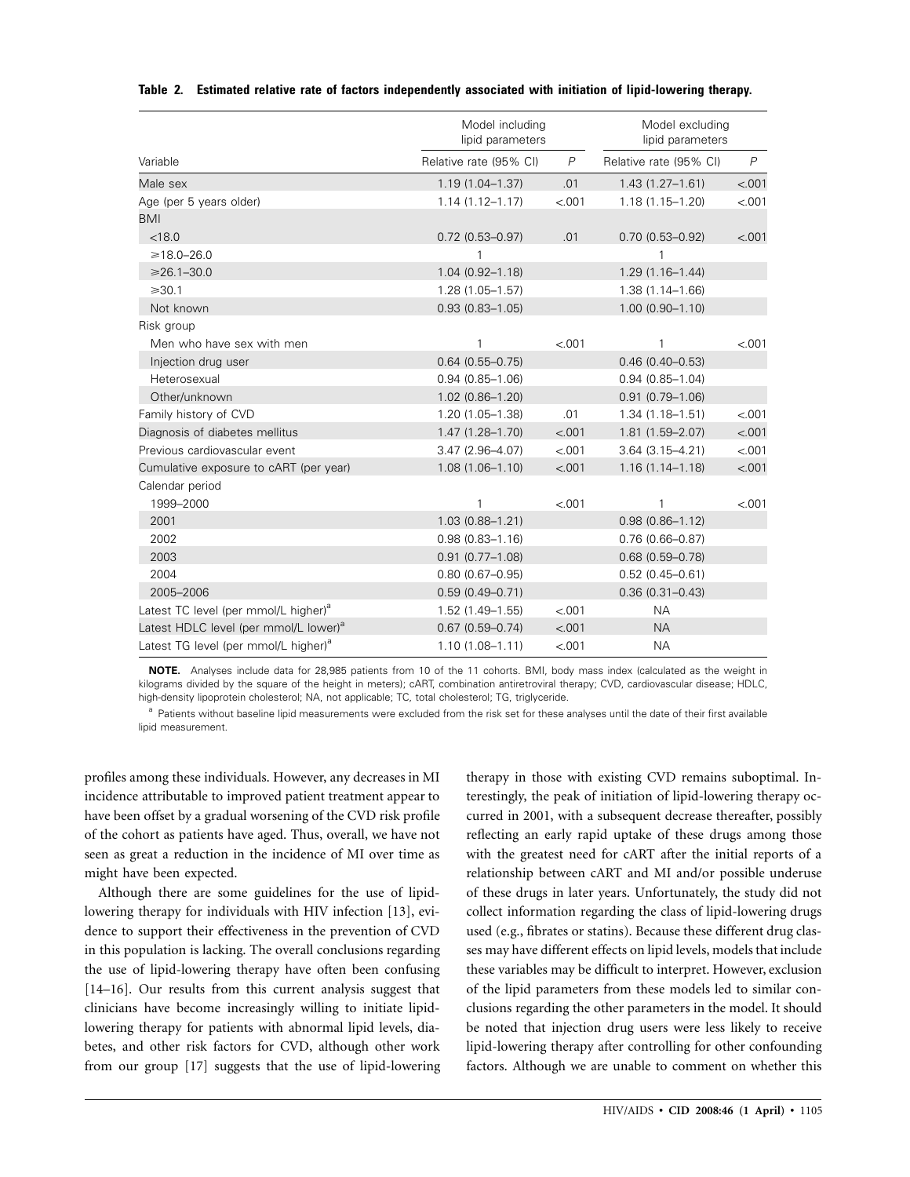**Table 2. Estimated relative rate of factors independently associated with initiation of lipid-lowering therapy.**

| | Model including lipid parameters | | Model excluding lipid parameters | |
|---|---|---|---|---|
| Variable | Relative rate (95% CI) | *P* | Relative rate (95% CI) | *P* |
| Male sex | 1.19 (1.04–1.37) | .01 | 1.43 (1.27–1.61) | <.001 |
| Age (per 5 years older) | 1.14 (1.12–1.17) | <.001 | 1.18 (1.15–1.20) | <.001 |
| BMI | | | | |
| <18.0 | 0.72 (0.53–0.97) | .01 | 0.70 (0.53–0.92) | <.001 |
| ⩾18.0–26.0 | 1 | | 1 | |
| ⩾26.1–30.0 | 1.04 (0.92–1.18) | | 1.29 (1.16–1.44) | |
| ⩾30.1 | 1.28 (1.05–1.57) | | 1.38 (1.14–1.66) | |
| Not known | 0.93 (0.83–1.05) | | 1.00 (0.90–1.10) | |
| Risk group | | | | |
| Men who have sex with men | 1 | <.001 | 1 | <.001 |
| Injection drug user | 0.64 (0.55–0.75) | | 0.46 (0.40–0.53) | |
| Heterosexual | 0.94 (0.85–1.06) | | 0.94 (0.85–1.04) | |
| Other/unknown | 1.02 (0.86–1.20) | | 0.91 (0.79–1.06) | |
| Family history of CVD | 1.20 (1.05–1.38) | .01 | 1.34 (1.18–1.51) | <.001 |
| Diagnosis of diabetes mellitus | 1.47 (1.28–1.70) | <.001 | 1.81 (1.59–2.07) | <.001 |
| Previous cardiovascular event | 3.47 (2.96–4.07) | <.001 | 3.64 (3.15–4.21) | <.001 |
| Cumulative exposure to cART (per year) | 1.08 (1.06–1.10) | <.001 | 1.16 (1.14–1.18) | <.001 |
| Calendar period | | | | |
| 1999–2000 | 1 | <.001 | 1 | <.001 |
| 2001 | 1.03 (0.88–1.21) | | 0.98 (0.86–1.12) | |
| 2002 | 0.98 (0.83–1.16) | | 0.76 (0.66–0.87) | |
| 2003 | 0.91 (0.77–1.08) | | 0.68 (0.59–0.78) | |
| 2004 | 0.80 (0.67–0.95) | | 0.52 (0.45–0.61) | |
| 2005–2006 | 0.59 (0.49–0.71) | | 0.36 (0.31–0.43) | |
| Latest TC level (per mmol/L higher)[a] | 1.52 (1.49–1.55) | <.001 | NA | |
| Latest HDLC level (per mmol/L lower)[a] | 0.67 (0.59–0.74) | <.001 | NA | |
| Latest TG level (per mmol/L higher)[a] | 1.10 (1.08–1.11) | <.001 | NA | |

**NOTE.** Analyses include data for 28,985 patients from 10 of the 11 cohorts. BMI, body mass index (calculated as the weight in kilograms divided by the square of the height in meters); cART, combination antiretroviral therapy; CVD, cardiovascular disease; HDLC, high-density lipoprotein cholesterol; NA, not applicable; TC, total cholesterol; TG, triglyceride.

[a] Patients without baseline lipid measurements were excluded from the risk set for these analyses until the date of their first available lipid measurement.

profiles among these individuals. However, any decreases in MI incidence attributable to improved patient treatment appear to have been offset by a gradual worsening of the CVD risk profile of the cohort as patients have aged. Thus, overall, we have not seen as great a reduction in the incidence of MI over time as might have been expected.

Although there are some guidelines for the use of lipid-lowering therapy for individuals with HIV infection [13], evidence to support their effectiveness in the prevention of CVD in this population is lacking. The overall conclusions regarding the use of lipid-lowering therapy have often been confusing [14–16]. Our results from this current analysis suggest that clinicians have become increasingly willing to initiate lipid-lowering therapy for patients with abnormal lipid levels, diabetes, and other risk factors for CVD, although other work from our group [17] suggests that the use of lipid-lowering therapy in those with existing CVD remains suboptimal. Interestingly, the peak of initiation of lipid-lowering therapy occurred in 2001, with a subsequent decrease thereafter, possibly reflecting an early rapid uptake of these drugs among those with the greatest need for cART after the initial reports of a relationship between cART and MI and/or possible underuse of these drugs in later years. Unfortunately, the study did not collect information regarding the class of lipid-lowering drugs used (e.g., fibrates or statins). Because these different drug classes may have different effects on lipid levels, models that include these variables may be difficult to interpret. However, exclusion of the lipid parameters from these models led to similar conclusions regarding the other parameters in the model. It should be noted that injection drug users were less likely to receive lipid-lowering therapy after controlling for other confounding factors. Although we are unable to comment on whether this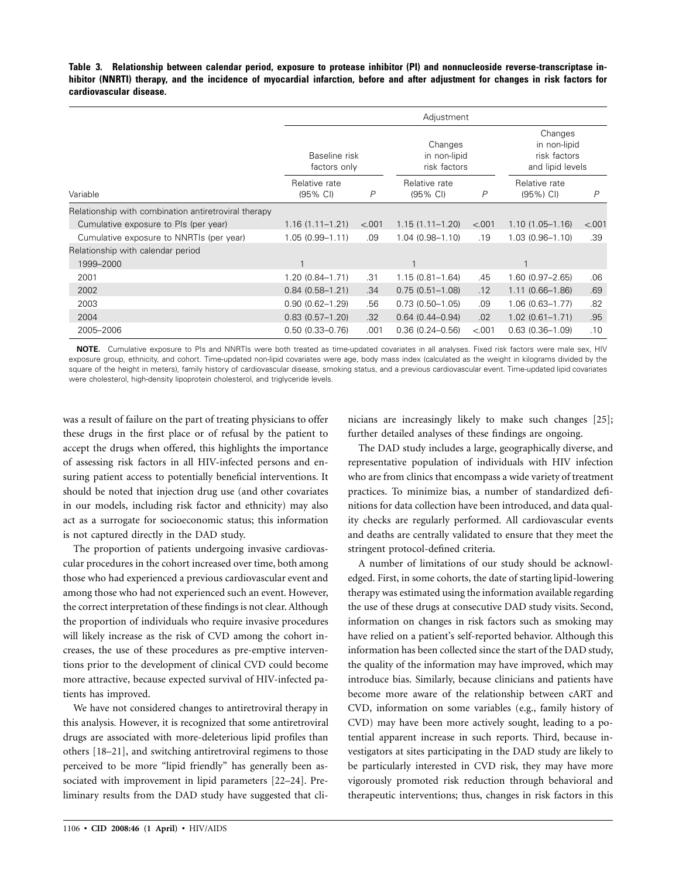**Table 3. Relationship between calendar period, exposure to protease inhibitor (PI) and nonnucleoside reverse-transcriptase inhibitor (NNRTI) therapy, and the incidence of myocardial infarction, before and after adjustment for changes in risk factors for cardiovascular disease.**

| | Adjustment | | | | | |
|---|---|---|---|---|---|---|
| | Baseline risk factors only | | Changes in non-lipid risk factors | | Changes in non-lipid risk factors and lipid levels | |
| Variable | Relative rate (95% CI) | $P$ | Relative rate (95% CI) | $P$ | Relative rate (95%) CI) | $P$ |
| Relationship with combination antiretroviral therapy | | | | | | |
| Cumulative exposure to PIs (per year) | 1.16 (1.11–1.21) | <.001 | 1.15 (1.11–1.20) | <.001 | 1.10 (1.05–1.16) | <.001 |
| Cumulative exposure to NNRTIs (per year) | 1.05 (0.99–1.11) | .09 | 1.04 (0.98–1.10) | .19 | 1.03 (0.96–1.10) | .39 |
| Relationship with calendar period | | | | | | |
| 1999–2000 | 1 | | 1 | | 1 | |
| 2001 | 1.20 (0.84–1.71) | .31 | 1.15 (0.81–1.64) | .45 | 1.60 (0.97–2.65) | .06 |
| 2002 | 0.84 (0.58–1.21) | .34 | 0.75 (0.51–1.08) | .12 | 1.11 (0.66–1.86) | .69 |
| 2003 | 0.90 (0.62–1.29) | .56 | 0.73 (0.50–1.05) | .09 | 1.06 (0.63–1.77) | .82 |
| 2004 | 0.83 (0.57–1.20) | .32 | 0.64 (0.44–0.94) | .02 | 1.02 (0.61–1.71) | .95 |
| 2005–2006 | 0.50 (0.33–0.76) | .001 | 0.36 (0.24–0.56) | <.001 | 0.63 (0.36–1.09) | .10 |

**NOTE.** Cumulative exposure to PIs and NNRTIs were both treated as time-updated covariates in all analyses. Fixed risk factors were male sex, HIV exposure group, ethnicity, and cohort. Time-updated non-lipid covariates were age, body mass index (calculated as the weight in kilograms divided by the square of the height in meters), family history of cardiovascular disease, smoking status, and a previous cardiovascular event. Time-updated lipid covariates were cholesterol, high-density lipoprotein cholesterol, and triglyceride levels.

was a result of failure on the part of treating physicians to offer these drugs in the first place or of refusal by the patient to accept the drugs when offered, this highlights the importance of assessing risk factors in all HIV-infected persons and ensuring patient access to potentially beneficial interventions. It should be noted that injection drug use (and other covariates in our models, including risk factor and ethnicity) may also act as a surrogate for socioeconomic status; this information is not captured directly in the DAD study.

The proportion of patients undergoing invasive cardiovascular procedures in the cohort increased over time, both among those who had experienced a previous cardiovascular event and among those who had not experienced such an event. However, the correct interpretation of these findings is not clear. Although the proportion of individuals who require invasive procedures will likely increase as the risk of CVD among the cohort increases, the use of these procedures as pre-emptive interventions prior to the development of clinical CVD could become more attractive, because expected survival of HIV-infected patients has improved.

We have not considered changes to antiretroviral therapy in this analysis. However, it is recognized that some antiretroviral drugs are associated with more-deleterious lipid profiles than others [18–21], and switching antiretroviral regimens to those perceived to be more "lipid friendly" has generally been associated with improvement in lipid parameters [22–24]. Preliminary results from the DAD study have suggested that clinicians are increasingly likely to make such changes [25]; further detailed analyses of these findings are ongoing.

The DAD study includes a large, geographically diverse, and representative population of individuals with HIV infection who are from clinics that encompass a wide variety of treatment practices. To minimize bias, a number of standardized definitions for data collection have been introduced, and data quality checks are regularly performed. All cardiovascular events and deaths are centrally validated to ensure that they meet the stringent protocol-defined criteria.

A number of limitations of our study should be acknowledged. First, in some cohorts, the date of starting lipid-lowering therapy was estimated using the information available regarding the use of these drugs at consecutive DAD study visits. Second, information on changes in risk factors such as smoking may have relied on a patient's self-reported behavior. Although this information has been collected since the start of the DAD study, the quality of the information may have improved, which may introduce bias. Similarly, because clinicians and patients have become more aware of the relationship between cART and CVD, information on some variables (e.g., family history of CVD) may have been more actively sought, leading to a potential apparent increase in such reports. Third, because investigators at sites participating in the DAD study are likely to be particularly interested in CVD risk, they may have more vigorously promoted risk reduction through behavioral and therapeutic interventions; thus, changes in risk factors in this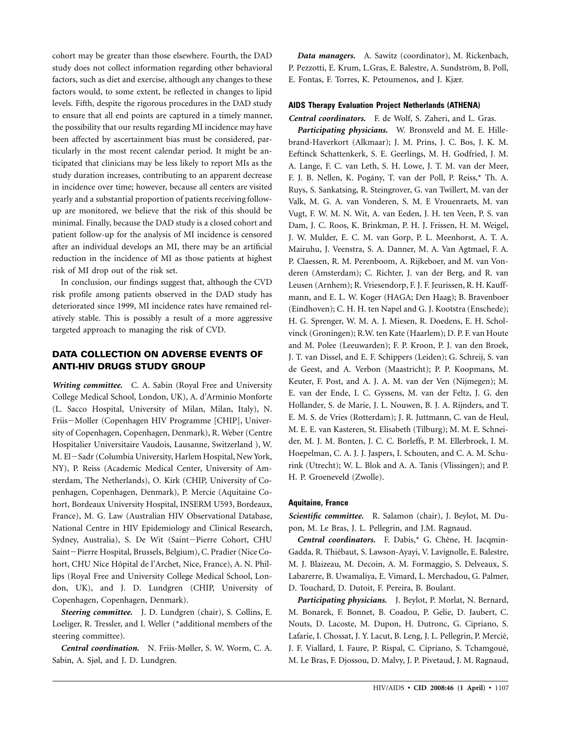cohort may be greater than those elsewhere. Fourth, the DAD study does not collect information regarding other behavioral factors, such as diet and exercise, although any changes to these factors would, to some extent, be reflected in changes to lipid levels. Fifth, despite the rigorous procedures in the DAD study to ensure that all end points are captured in a timely manner, the possibility that our results regarding MI incidence may have been affected by ascertainment bias must be considered, particularly in the most recent calendar period. It might be anticipated that clinicians may be less likely to report MIs as the study duration increases, contributing to an apparent decrease in incidence over time; however, because all centers are visited yearly and a substantial proportion of patients receiving follow-up are monitored, we believe that the risk of this should be minimal. Finally, because the DAD study is a closed cohort and patient follow-up for the analysis of MI incidence is censored after an individual develops an MI, there may be an artificial reduction in the incidence of MI as those patients at highest risk of MI drop out of the risk set.

In conclusion, our findings suggest that, although the CVD risk profile among patients observed in the DAD study has deteriorated since 1999, MI incidence rates have remained relatively stable. This is possibly a result of a more aggressive targeted approach to managing the risk of CVD.

## DATA COLLECTION ON ADVERSE EVENTS OF ANTI-HIV DRUGS STUDY GROUP

***Writing committee.*** C. A. Sabin (Royal Free and University College Medical School, London, UK), A. d'Arminio Monforte (L. Sacco Hospital, University of Milan, Milan, Italy), N. Friis−Moller (Copenhagen HIV Programme [CHIP], University of Copenhagen, Copenhagen, Denmark), R. Weber (Centre Hospitalier Universitaire Vaudois, Lausanne, Switzerland ), W. M. El−Sadr (Columbia University, Harlem Hospital, New York, NY), P. Reiss (Academic Medical Center, University of Amsterdam, The Netherlands), O. Kirk (CHIP, University of Copenhagen, Copenhagen, Denmark), P. Mercie (Aquitaine Cohort, Bordeaux University Hospital, INSERM U593, Bordeaux, France), M. G. Law (Australian HIV Observational Database, National Centre in HIV Epidemiology and Clinical Research, Sydney, Australia), S. De Wit (Saint−Pierre Cohort, CHU Saint−Pierre Hospital, Brussels, Belgium), C. Pradier (Nice Cohort, CHU Nice Hôpital de l'Archet, Nice, France), A. N. Phillips (Royal Free and University College Medical School, London, UK), and J. D. Lundgren (CHIP, University of Copenhagen, Copenhagen, Denmark).

***Steering committee.*** J. D. Lundgren (chair), S. Collins, E. Loeliger, R. Tressler, and I. Weller (*additional members of the steering committee).

***Central coordination.*** N. Friis-Møller, S. W. Worm, C. A. Sabin, A. Sjøl, and J. D. Lundgren.

***Data managers.*** A. Sawitz (coordinator), M. Rickenbach, P. Pezzotti, E. Krum, L.Gras, E. Balestre, A. Sundström, B. Poll, E. Fontas, F. Torres, K. Petoumenos, and J. Kjær.

### AIDS Therapy Evaluation Project Netherlands (ATHENA)

***Central coordinators.*** F. de Wolf, S. Zaheri, and L. Gras.

***Participating physicians.*** W. Bronsveld and M. E. Hillebrand-Haverkort (Alkmaar); J. M. Prins, J. C. Bos, J. K. M. Eeftinck Schattenkerk, S. E. Geerlings, M. H. Godfried, J. M. A. Lange, F. C. van Leth, S. H. Lowe, J. T. M. van der Meer, F. J. B. Nellen, K. Pogány, T. van der Poll, P. Reiss,* Th. A. Ruys, S. Sankatsing, R. Steingrover, G. van Twillert, M. van der Valk, M. G. A. van Vonderen, S. M. E Vrouenraets, M. van Vugt, F. W. M. N. Wit, A. van Eeden, J. H. ten Veen, P. S. van Dam, J. C. Roos, K. Brinkman, P. H. J. Frissen, H. M. Weigel, J. W. Mulder, E. C. M. van Gorp, P. L. Meenhorst, A. T. A. Mairuhu, J. Veenstra, S. A. Danner, M. A. Van Agtmael, F. A. P. Claessen, R. M. Perenboom, A. Rijkeboer, and M. van Vonderen (Amsterdam); C. Richter, J. van der Berg, and R. van Leusen (Arnhem); R. Vriesendorp, F. J. F. Jeurissen, R. H. Kauffmann, and E. L. W. Koger (HAGA; Den Haag); B. Bravenboer (Eindhoven); C. H. H. ten Napel and G. J. Kootstra (Enschede); H. G. Sprenger, W. M. A. J. Miesen, R. Doedens, E. H. Scholvinck (Groningen); R.W. ten Kate (Haarlem); D. P. F. van Houte and M. Polee (Leeuwarden); F. P. Kroon, P. J. van den Broek, J. T. van Dissel, and E. F. Schippers (Leiden); G. Schreij, S. van de Geest, and A. Verbon (Maastricht); P. P. Koopmans, M. Keuter, F. Post, and A. J. A. M. van der Ven (Nijmegen); M. E. van der Ende, I. C. Gyssens, M. van der Feltz, J. G. den Hollander, S. de Marie, J. L. Nouwen, B. J. A. Rijnders, and T. E. M. S. de Vries (Rotterdam); J. R. Juttmann, C. van de Heul, M. E. E. van Kasteren, St. Elisabeth (Tilburg); M. M. E. Schneider, M. J. M. Bonten, J. C. C. Borleffs, P. M. Ellerbroek, I. M. Hoepelman, C. A. J. J. Jaspers, I. Schouten, and C. A. M. Schurink (Utrecht); W. L. Blok and A. A. Tanis (Vlissingen); and P. H. P. Groeneveld (Zwolle).

### Aquitaine, France

***Scientific committee.*** R. Salamon (chair), J. Beylot, M. Dupon, M. Le Bras, J. L. Pellegrin, and J.M. Ragnaud.

***Central coordinators.*** F. Dabis,* G. Chêne, H. Jacqmin-Gadda, R. Thiébaut, S. Lawson-Ayayi, V. Lavignolle, E. Balestre, M. J. Blaizeau, M. Decoin, A. M. Formaggio, S. Delveaux, S. Labarerre, B. Uwamaliya, E. Vimard, L. Merchadou, G. Palmer, D. Touchard, D. Dutoit, F. Pereira, B. Boulant.

***Participating physicians.*** J. Beylot, P. Morlat, N. Bernard, M. Bonarek, F. Bonnet, B. Coadou, P. Gelie, D. Jaubert, C. Nouts, D. Lacoste, M. Dupon, H. Dutronc, G. Cipriano, S. Lafarie, I. Chossat, J. Y. Lacut, B. Leng, J. L. Pellegrin, P. Mercié, J. F. Viallard, I. Faure, P. Rispal, C. Cipriano, S. Tchamgoué, M. Le Bras, F. Djossou, D. Malvy, J. P. Pivetaud, J. M. Ragnaud,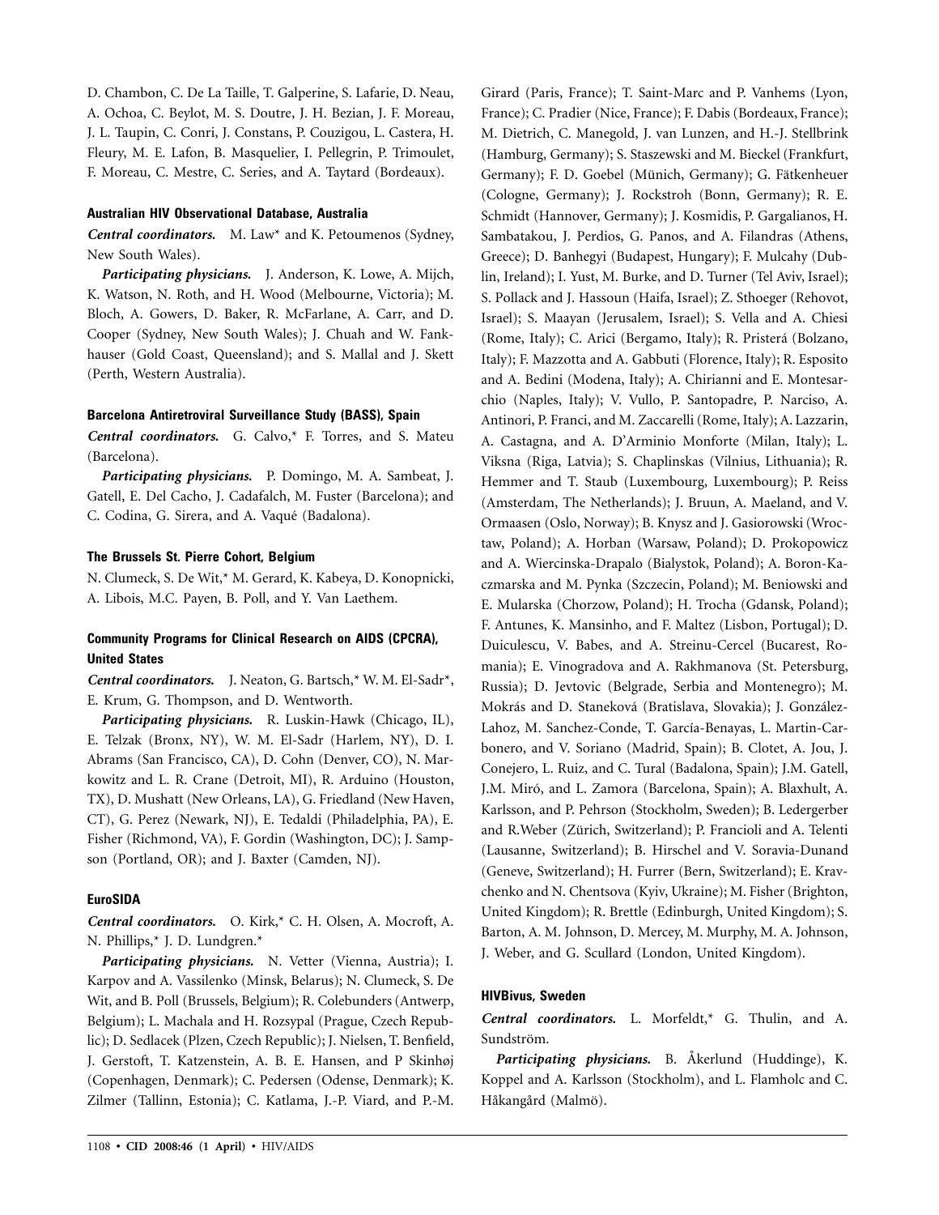D. Chambon, C. De La Taille, T. Galperine, S. Lafarie, D. Neau, A. Ochoa, C. Beylot, M. S. Doutre, J. H. Bezian, J. F. Moreau, J. L. Taupin, C. Conri, J. Constans, P. Couzigou, L. Castera, H. Fleury, M. E. Lafon, B. Masquelier, I. Pellegrin, P. Trimoulet, F. Moreau, C. Mestre, C. Series, and A. Taytard (Bordeaux).

#### Australian HIV Observational Database, Australia

***Central coordinators.*** M. Law* and K. Petoumenos (Sydney, New South Wales).

***Participating physicians.*** J. Anderson, K. Lowe, A. Mijch, K. Watson, N. Roth, and H. Wood (Melbourne, Victoria); M. Bloch, A. Gowers, D. Baker, R. McFarlane, A. Carr, and D. Cooper (Sydney, New South Wales); J. Chuah and W. Fankhauser (Gold Coast, Queensland); and S. Mallal and J. Skett (Perth, Western Australia).

#### Barcelona Antiretroviral Surveillance Study (BASS), Spain

***Central coordinators.*** G. Calvo,* F. Torres, and S. Mateu (Barcelona).

***Participating physicians.*** P. Domingo, M. A. Sambeat, J. Gatell, E. Del Cacho, J. Cadafalch, M. Fuster (Barcelona); and C. Codina, G. Sirera, and A. Vaqué (Badalona).

#### The Brussels St. Pierre Cohort, Belgium

N. Clumeck, S. De Wit,* M. Gerard, K. Kabeya, D. Konopnicki, A. Libois, M.C. Payen, B. Poll, and Y. Van Laethem.

#### Community Programs for Clinical Research on AIDS (CPCRA), United States

***Central coordinators.*** J. Neaton, G. Bartsch,* W. M. El-Sadr*, E. Krum, G. Thompson, and D. Wentworth.

***Participating physicians.*** R. Luskin-Hawk (Chicago, IL), E. Telzak (Bronx, NY), W. M. El-Sadr (Harlem, NY), D. I. Abrams (San Francisco, CA), D. Cohn (Denver, CO), N. Markowitz and L. R. Crane (Detroit, MI), R. Arduino (Houston, TX), D. Mushatt (New Orleans, LA), G. Friedland (New Haven, CT), G. Perez (Newark, NJ), E. Tedaldi (Philadelphia, PA), E. Fisher (Richmond, VA), F. Gordin (Washington, DC); J. Sampson (Portland, OR); and J. Baxter (Camden, NJ).

#### EuroSIDA

***Central coordinators.*** O. Kirk,* C. H. Olsen, A. Mocroft, A. N. Phillips,* J. D. Lundgren.*

***Participating physicians.*** N. Vetter (Vienna, Austria); I. Karpov and A. Vassilenko (Minsk, Belarus); N. Clumeck, S. De Wit, and B. Poll (Brussels, Belgium); R. Colebunders (Antwerp, Belgium); L. Machala and H. Rozsypal (Prague, Czech Republic); D. Sedlacek (Plzen, Czech Republic); J. Nielsen, T. Benfield, J. Gerstoft, T. Katzenstein, A. B. E. Hansen, and P Skinhøj (Copenhagen, Denmark); C. Pedersen (Odense, Denmark); K. Zilmer (Tallinn, Estonia); C. Katlama, J.-P. Viard, and P.-M. Girard (Paris, France); T. Saint-Marc and P. Vanhems (Lyon, France); C. Pradier (Nice, France); F. Dabis (Bordeaux, France); M. Dietrich, C. Manegold, J. van Lunzen, and H.-J. Stellbrink (Hamburg, Germany); S. Staszewski and M. Bieckel (Frankfurt, Germany); F. D. Goebel (Münich, Germany); G. Fätkenheuer (Cologne, Germany); J. Rockstroh (Bonn, Germany); R. E. Schmidt (Hannover, Germany); J. Kosmidis, P. Gargalianos, H. Sambatakou, J. Perdios, G. Panos, and A. Filandras (Athens, Greece); D. Banhegyi (Budapest, Hungary); F. Mulcahy (Dublin, Ireland); I. Yust, M. Burke, and D. Turner (Tel Aviv, Israel); S. Pollack and J. Hassoun (Haifa, Israel); Z. Sthoeger (Rehovot, Israel); S. Maayan (Jerusalem, Israel); S. Vella and A. Chiesi (Rome, Italy); C. Arici (Bergamo, Italy); R. Pristerá (Bolzano, Italy); F. Mazzotta and A. Gabbuti (Florence, Italy); R. Esposito and A. Bedini (Modena, Italy); A. Chirianni and E. Montesarchio (Naples, Italy); V. Vullo, P. Santopadre, P. Narciso, A. Antinori, P. Franci, and M. Zaccarelli (Rome, Italy); A. Lazzarin, A. Castagna, and A. D'Arminio Monforte (Milan, Italy); L. Viksna (Riga, Latvia); S. Chaplinskas (Vilnius, Lithuania); R. Hemmer and T. Staub (Luxembourg, Luxembourg); P. Reiss (Amsterdam, The Netherlands); J. Bruun, A. Maeland, and V. Ormaasen (Oslo, Norway); B. Knysz and J. Gasiorowski (Wroctaw, Poland); A. Horban (Warsaw, Poland); D. Prokopowicz and A. Wiercinska-Drapalo (Bialystok, Poland); A. Boron-Kaczmarska and M. Pynka (Szczecin, Poland); M. Beniowski and E. Mularska (Chorzow, Poland); H. Trocha (Gdansk, Poland); F. Antunes, K. Mansinho, and F. Maltez (Lisbon, Portugal); D. Duiculescu, V. Babes, and A. Streinu-Cercel (Bucarest, Romania); E. Vinogradova and A. Rakhmanova (St. Petersburg, Russia); D. Jevtovic (Belgrade, Serbia and Montenegro); M. Mokrás and D. Staneková (Bratislava, Slovakia); J. González-Lahoz, M. Sanchez-Conde, T. García-Benayas, L. Martin-Carbonero, and V. Soriano (Madrid, Spain); B. Clotet, A. Jou, J. Conejero, L. Ruiz, and C. Tural (Badalona, Spain); J.M. Gatell, J.M. Miró, and L. Zamora (Barcelona, Spain); A. Blaxhult, A. Karlsson, and P. Pehrson (Stockholm, Sweden); B. Ledergerber and R.Weber (Zürich, Switzerland); P. Francioli and A. Telenti (Lausanne, Switzerland); B. Hirschel and V. Soravia-Dunand (Geneve, Switzerland); H. Furrer (Bern, Switzerland); E. Kravchenko and N. Chentsova (Kyiv, Ukraine); M. Fisher (Brighton, United Kingdom); R. Brettle (Edinburgh, United Kingdom); S. Barton, A. M. Johnson, D. Mercey, M. Murphy, M. A. Johnson, J. Weber, and G. Scullard (London, United Kingdom).

#### HIVBivus, Sweden

***Central coordinators.*** L. Morfeldt,* G. Thulin, and A. Sundström.

***Participating physicians.*** B. Åkerlund (Huddinge), K. Koppel and A. Karlsson (Stockholm), and L. Flamholc and C. Håkangård (Malmö).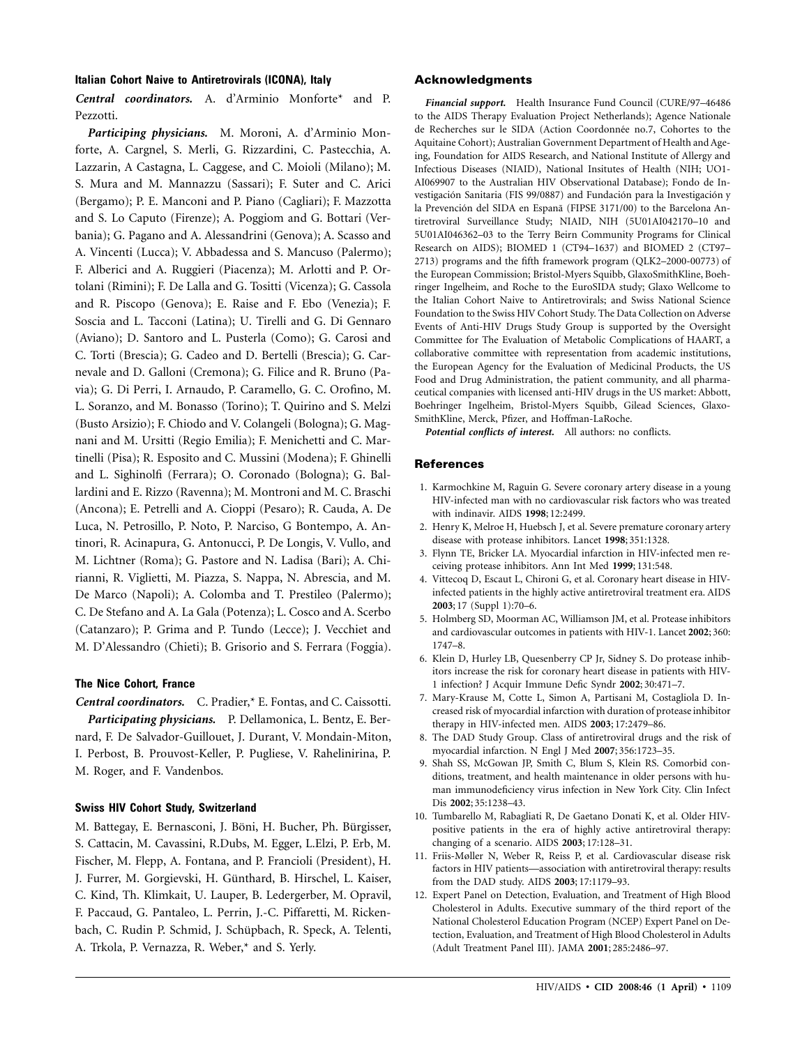### Italian Cohort Naive to Antiretrovirals (ICONA), Italy

***Central coordinators.*** A. d'Arminio Monforte* and P. Pezzotti.

***Participating physicians.*** M. Moroni, A. d'Arminio Monforte, A. Cargnel, S. Merli, G. Rizzardini, C. Pastecchia, A. Lazzarin, A Castagna, L. Caggese, and C. Moioli (Milano); M. S. Mura and M. Mannazzu (Sassari); F. Suter and C. Arici (Bergamo); P. E. Manconi and P. Piano (Cagliari); F. Mazzotta and S. Lo Caputo (Firenze); A. Poggiom and G. Bottari (Verbania); G. Pagano and A. Alessandrini (Genova); A. Scasso and A. Vincenti (Lucca); V. Abbadessa and S. Mancuso (Palermo); F. Alberici and A. Ruggieri (Piacenza); M. Arlotti and P. Ortolani (Rimini); F. De Lalla and G. Tositti (Vicenza); G. Cassola and R. Piscopo (Genova); E. Raise and F. Ebo (Venezia); F. Soscia and L. Tacconi (Latina); U. Tirelli and G. Di Gennaro (Aviano); D. Santoro and L. Pusterla (Como); G. Carosi and C. Torti (Brescia); G. Cadeo and D. Bertelli (Brescia); G. Carnevale and D. Galloni (Cremona); G. Filice and R. Bruno (Pavia); G. Di Perri, I. Arnaudo, P. Caramello, G. C. Orofino, M. L. Soranzo, and M. Bonasso (Torino); T. Quirino and S. Melzi (Busto Arsizio); F. Chiodo and V. Colangeli (Bologna); G. Magnani and M. Ursitti (Regio Emilia); F. Menichetti and C. Martinelli (Pisa); R. Esposito and C. Mussini (Modena); F. Ghinelli and L. Sighinolfi (Ferrara); O. Coronado (Bologna); G. Ballardini and E. Rizzo (Ravenna); M. Montroni and M. C. Braschi (Ancona); E. Petrelli and A. Cioppi (Pesaro); R. Cauda, A. De Luca, N. Petrosillo, P. Noto, P. Narciso, G Bontempo, A. Antinori, R. Acinapura, G. Antonucci, P. De Longis, V. Vullo, and M. Lichtner (Roma); G. Pastore and N. Ladisa (Bari); A. Chirianni, R. Viglietti, M. Piazza, S. Nappa, N. Abrescia, and M. De Marco (Napoli); A. Colomba and T. Prestileo (Palermo); C. De Stefano and A. La Gala (Potenza); L. Cosco and A. Scerbo (Catanzaro); P. Grima and P. Tundo (Lecce); J. Vecchiet and M. D'Alessandro (Chieti); B. Grisorio and S. Ferrara (Foggia).

### The Nice Cohort, France

***Central coordinators.*** C. Pradier,* E. Fontas, and C. Caissotti.

***Participating physicians.*** P. Dellamonica, L. Bentz, E. Bernard, F. De Salvador-Guillouet, J. Durant, V. Mondain-Miton, I. Perbost, B. Prouvost-Keller, P. Pugliese, V. Rahelinirina, P. M. Roger, and F. Vandenbos.

### Swiss HIV Cohort Study, Switzerland

M. Battegay, E. Bernasconi, J. Böni, H. Bucher, Ph. Bürgisser, S. Cattacin, M. Cavassini, R.Dubs, M. Egger, L.Elzi, P. Erb, M. Fischer, M. Flepp, A. Fontana, and P. Francioli (President), H. J. Furrer, M. Gorgievski, H. Günthard, B. Hirschel, L. Kaiser, C. Kind, Th. Klimkait, U. Lauper, B. Ledergerber, M. Opravil, F. Paccaud, G. Pantaleo, L. Perrin, J.-C. Piffaretti, M. Rickenbach, C. Rudin P. Schmid, J. Schüpbach, R. Speck, A. Telenti, A. Trkola, P. Vernazza, R. Weber,* and S. Yerly.

## Acknowledgments

***Financial support.*** Health Insurance Fund Council (CURE/97–46486 to the AIDS Therapy Evaluation Project Netherlands); Agence Nationale de Recherches sur le SIDA (Action Coordonnée no.7, Cohortes to the Aquitaine Cohort); Australian Government Department of Health and Ageing, Foundation for AIDS Research, and National Institute of Allergy and Infectious Diseases (NIAID), National Insitutes of Health (NIH; UO1-AI069907 to the Australian HIV Observational Database); Fondo de Investigación Sanitaria (FIS 99/0887) and Fundación para la Investigación y la Prevención del SIDA en Espanã (FIPSE 3171/00) to the Barcelona Antiretroviral Surveillance Study; NIAID, NIH (5U01AI042170–10 and 5U01AI046362–03 to the Terry Beirn Community Programs for Clinical Research on AIDS); BIOMED 1 (CT94–1637) and BIOMED 2 (CT97–2713) programs and the fifth framework program (QLK2–2000-00773) of the European Commission; Bristol-Myers Squibb, GlaxoSmithKline, Boehringer Ingelheim, and Roche to the EuroSIDA study; Glaxo Wellcome to the Italian Cohort Naive to Antiretrovirals; and Swiss National Science Foundation to the Swiss HIV Cohort Study. The Data Collection on Adverse Events of Anti-HIV Drugs Study Group is supported by the Oversight Committee for The Evaluation of Metabolic Complications of HAART, a collaborative committee with representation from academic institutions, the European Agency for the Evaluation of Medicinal Products, the US Food and Drug Administration, the patient community, and all pharmaceutical companies with licensed anti-HIV drugs in the US market: Abbott, Boehringer Ingelheim, Bristol-Myers Squibb, Gilead Sciences, GlaxoSmithKline, Merck, Pfizer, and Hoffman-LaRoche.

***Potential conflicts of interest.*** All authors: no conflicts.

## References

1. Karmochkine M, Raguin G. Severe coronary artery disease in a young HIV-infected man with no cardiovascular risk factors who was treated with indinavir. AIDS **1998**; 12:2499.
2. Henry K, Melroe H, Huebsch J, et al. Severe premature coronary artery disease with protease inhibitors. Lancet **1998**; 351:1328.
3. Flynn TE, Bricker LA. Myocardial infarction in HIV-infected men receiving protease inhibitors. Ann Int Med **1999**; 131:548.
4. Vittecoq D, Escaut L, Chironi G, et al. Coronary heart disease in HIV-infected patients in the highly active antiretroviral treatment era. AIDS **2003**; 17 (Suppl 1):70–6.
5. Holmberg SD, Moorman AC, Williamson JM, et al. Protease inhibitors and cardiovascular outcomes in patients with HIV-1. Lancet **2002**; 360: 1747–8.
6. Klein D, Hurley LB, Quesenberry CP Jr, Sidney S. Do protease inhibitors increase the risk for coronary heart disease in patients with HIV-1 infection? J Acquir Immune Defic Syndr **2002**; 30:471–7.
7. Mary-Krause M, Cotte L, Simon A, Partisani M, Costagliola D. Increased risk of myocardial infarction with duration of protease inhibitor therapy in HIV-infected men. AIDS **2003**; 17:2479–86.
8. The DAD Study Group. Class of antiretroviral drugs and the risk of myocardial infarction. N Engl J Med **2007**; 356:1723–35.
9. Shah SS, McGowan JP, Smith C, Blum S, Klein RS. Comorbid conditions, treatment, and health maintenance in older persons with human immunodeficiency virus infection in New York City. Clin Infect Dis **2002**; 35:1238–43.
10. Tumbarello M, Rabagliati R, De Gaetano Donati K, et al. Older HIV-positive patients in the era of highly active antiretroviral therapy: changing of a scenario. AIDS **2003**; 17:128–31.
11. Friis-Møller N, Weber R, Reiss P, et al. Cardiovascular disease risk factors in HIV patients—association with antiretroviral therapy: results from the DAD study. AIDS **2003**; 17:1179–93.
12. Expert Panel on Detection, Evaluation, and Treatment of High Blood Cholesterol in Adults. Executive summary of the third report of the National Cholesterol Education Program (NCEP) Expert Panel on Detection, Evaluation, and Treatment of High Blood Cholesterol in Adults (Adult Treatment Panel III). JAMA **2001**; 285:2486–97.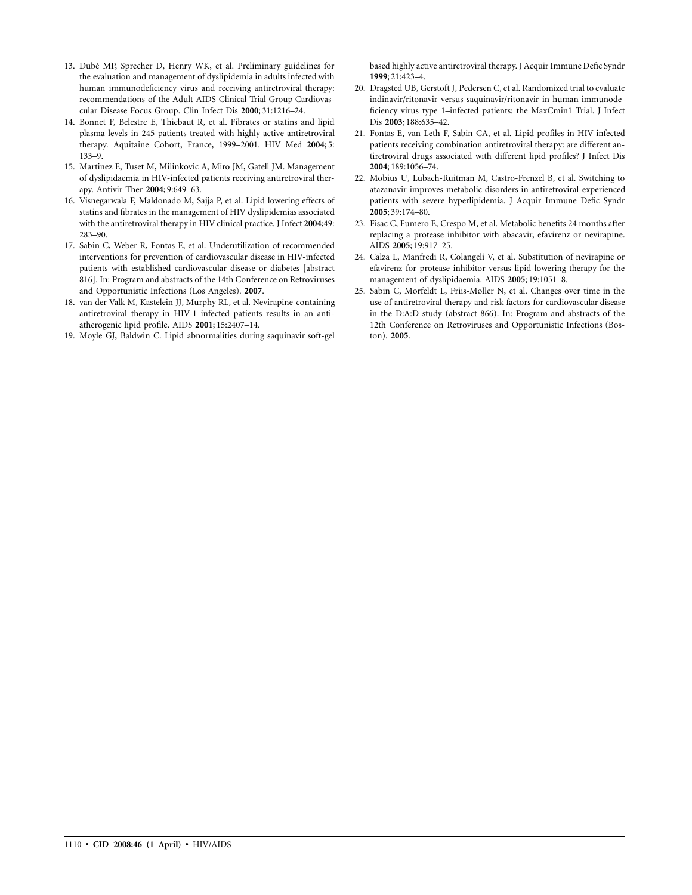13. Dubé MP, Sprecher D, Henry WK, et al. Preliminary guidelines for the evaluation and management of dyslipidemia in adults infected with human immunodeficiency virus and receiving antiretroviral therapy: recommendations of the Adult AIDS Clinical Trial Group Cardiovascular Disease Focus Group. Clin Infect Dis **2000**; 31:1216–24.
14. Bonnet F, Belestre E, Thiebaut R, et al. Fibrates or statins and lipid plasma levels in 245 patients treated with highly active antiretroviral therapy. Aquitaine Cohort, France, 1999–2001. HIV Med **2004**; 5: 133–9.
15. Martinez E, Tuset M, Milinkovic A, Miro JM, Gatell JM. Management of dyslipidaemia in HIV-infected patients receiving antiretroviral therapy. Antivir Ther **2004**; 9:649–63.
16. Visnegarwala F, Maldonado M, Sajja P, et al. Lipid lowering effects of statins and fibrates in the management of HIV dyslipidemias associated with the antiretroviral therapy in HIV clinical practice. J Infect **2004**;49: 283–90.
17. Sabin C, Weber R, Fontas E, et al. Underutilization of recommended interventions for prevention of cardiovascular disease in HIV-infected patients with established cardiovascular disease or diabetes [abstract 816]. In: Program and abstracts of the 14th Conference on Retroviruses and Opportunistic Infections (Los Angeles). **2007**.
18. van der Valk M, Kastelein JJ, Murphy RL, et al. Nevirapine-containing antiretroviral therapy in HIV-1 infected patients results in an anti-atherogenic lipid profile. AIDS **2001**; 15:2407–14.
19. Moyle GJ, Baldwin C. Lipid abnormalities during saquinavir soft-gel based highly active antiretroviral therapy. J Acquir Immune Defic Syndr **1999**; 21:423–4.
20. Dragsted UB, Gerstoft J, Pedersen C, et al. Randomized trial to evaluate indinavir/ritonavir versus saquinavir/ritonavir in human immunodeficiency virus type 1–infected patients: the MaxCmin1 Trial. J Infect Dis **2003**; 188:635–42.
21. Fontas E, van Leth F, Sabin CA, et al. Lipid profiles in HIV-infected patients receiving combination antiretroviral therapy: are different antiretroviral drugs associated with different lipid profiles? J Infect Dis **2004**; 189:1056–74.
22. Mobius U, Lubach-Ruitman M, Castro-Frenzel B, et al. Switching to atazanavir improves metabolic disorders in antiretroviral-experienced patients with severe hyperlipidemia. J Acquir Immune Defic Syndr **2005**; 39:174–80.
23. Fisac C, Fumero E, Crespo M, et al. Metabolic benefits 24 months after replacing a protease inhibitor with abacavir, efavirenz or nevirapine. AIDS **2005**; 19:917–25.
24. Calza L, Manfredi R, Colangeli V, et al. Substitution of nevirapine or efavirenz for protease inhibitor versus lipid-lowering therapy for the management of dyslipidaemia. AIDS **2005**; 19:1051–8.
25. Sabin C, Morfeldt L, Friis-Møller N, et al. Changes over time in the use of antiretroviral therapy and risk factors for cardiovascular disease in the D:A:D study (abstract 866). In: Program and abstracts of the 12th Conference on Retroviruses and Opportunistic Infections (Boston). **2005**.